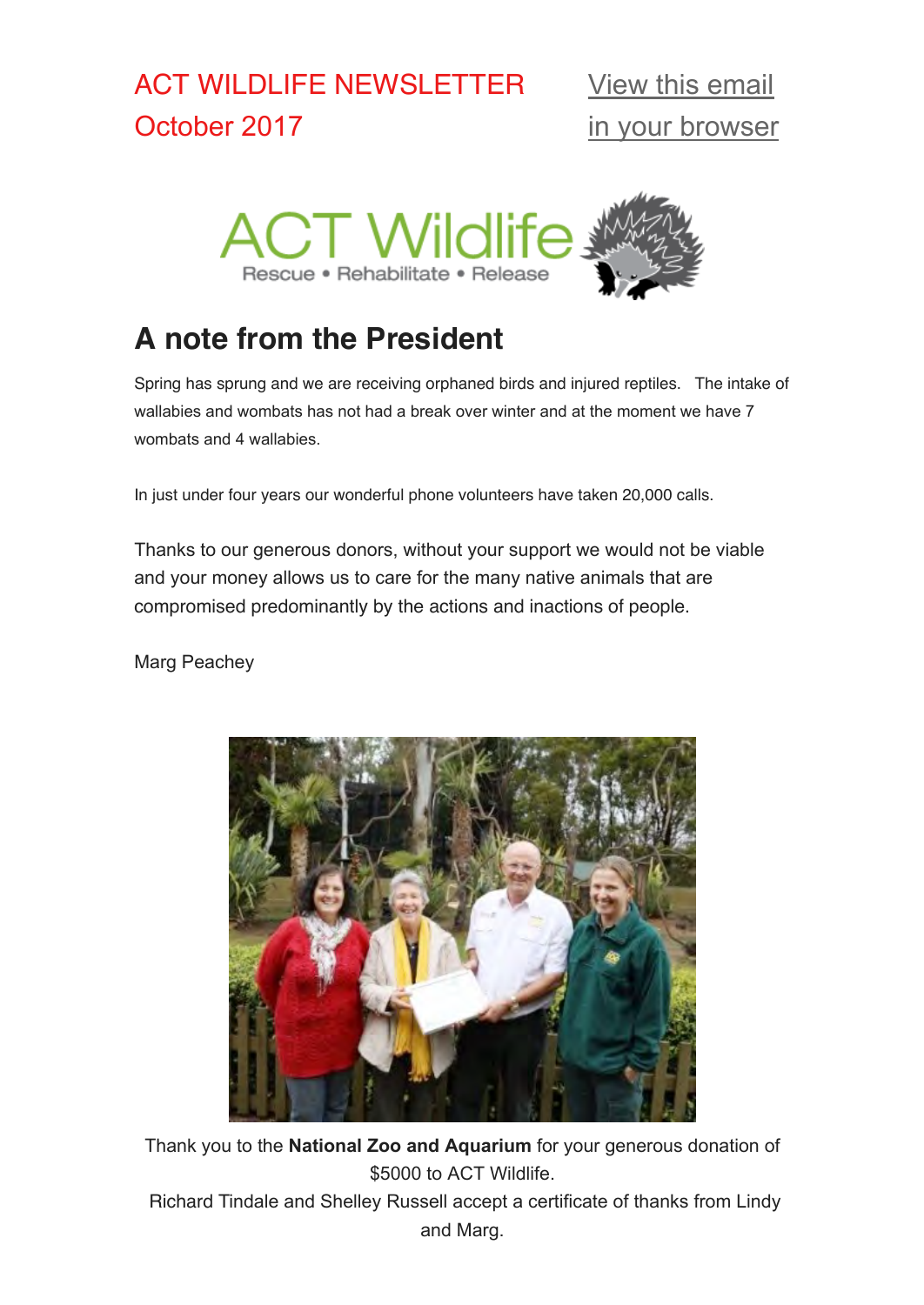ACT WILDLIFE NEWSLETTER
October 2017

[View this email in your browser]

ACT Wildlife
Rescue • Rehabilitate • Release

## A note from the President

Spring has sprung and we are receiving orphaned birds and injured reptiles. The intake of wallabies and wombats has not had a break over winter and at the moment we have 7 wombats and 4 wallabies.

In just under four years our wonderful phone volunteers have taken 20,000 calls.

Thanks to our generous donors, without your support we would not be viable and your money allows us to care for the many native animals that are compromised predominantly by the actions and inactions of people.

Marg Peachey

Thank you to the **National Zoo and Aquarium** for your generous donation of $5000 to ACT Wildlife.
Richard Tindale and Shelley Russell accept a certificate of thanks from Lindy and Marg.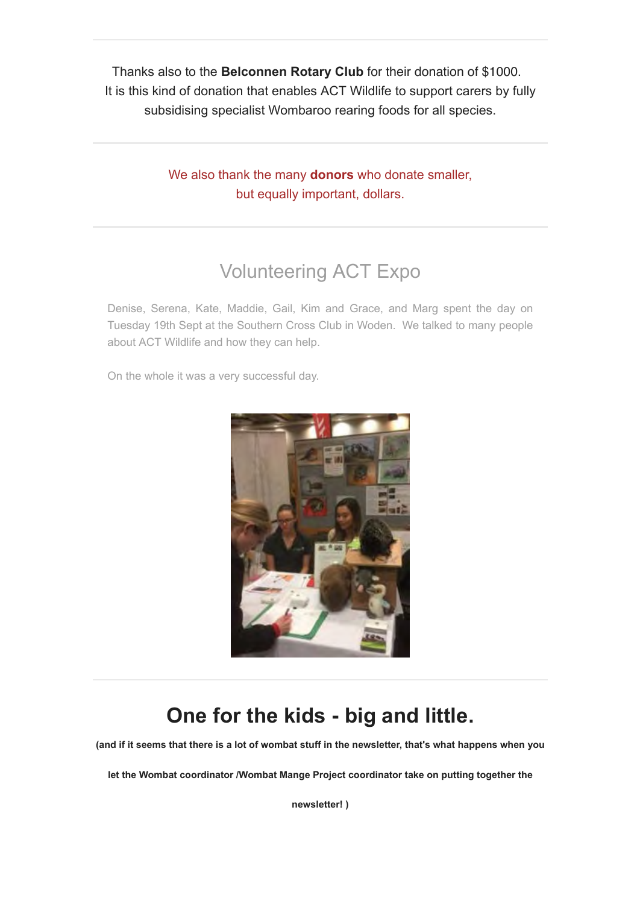Thanks also to the **Belconnen Rotary Club** for their donation of $1000. It is this kind of donation that enables ACT Wildlife to support carers by fully subsidising specialist Wombaroo rearing foods for all species.

---

We also thank the many **donors** who donate smaller, but equally important, dollars.

---

## Volunteering ACT Expo

Denise, Serena, Kate, Maddie, Gail, Kim and Grace, and Marg spent the day on Tuesday 19th Sept at the Southern Cross Club in Woden. We talked to many people about ACT Wildlife and how they can help.

On the whole it was a very successful day.

---

# One for the kids - big and little.

**(and if it seems that there is a lot of wombat stuff in the newsletter, that's what happens when you let the Wombat coordinator /Wombat Mange Project coordinator take on putting together the newsletter! )**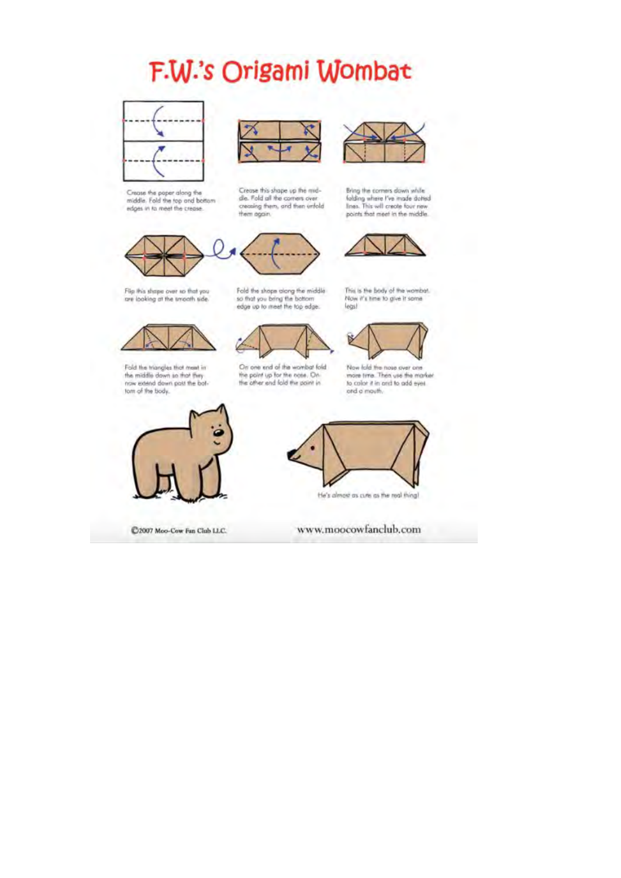# F.W.'s Origami Wombat

Crease the paper along the middle. Fold the top and bottom edges in to meet the crease.

Crease this shape up the middle. Fold all the corners over creasing them, and then unfold them again.

Bring the corners down while folding where I've made dotted lines. This will create four new points that meet in the middle.

Flip this shape over so that you are looking at the smooth side.

Fold the shape along the middle so that you bring the bottom edge up to meet the top edge.

This is the body of the wombat. Now it's time to give it some legs!

Fold the triangles that meet in the middle down so that they now extend down past the bottom of the body.

On one end of the wombat fold the point up for the nose. On the other end fold the point in.

Now fold the nose over one more time. Then use the marker to color it in and to add eyes and a mouth.

He's almost as cute as the real thing!

©2007 Moo-Cow Fan Club LLC.

www.moocowfanclub.com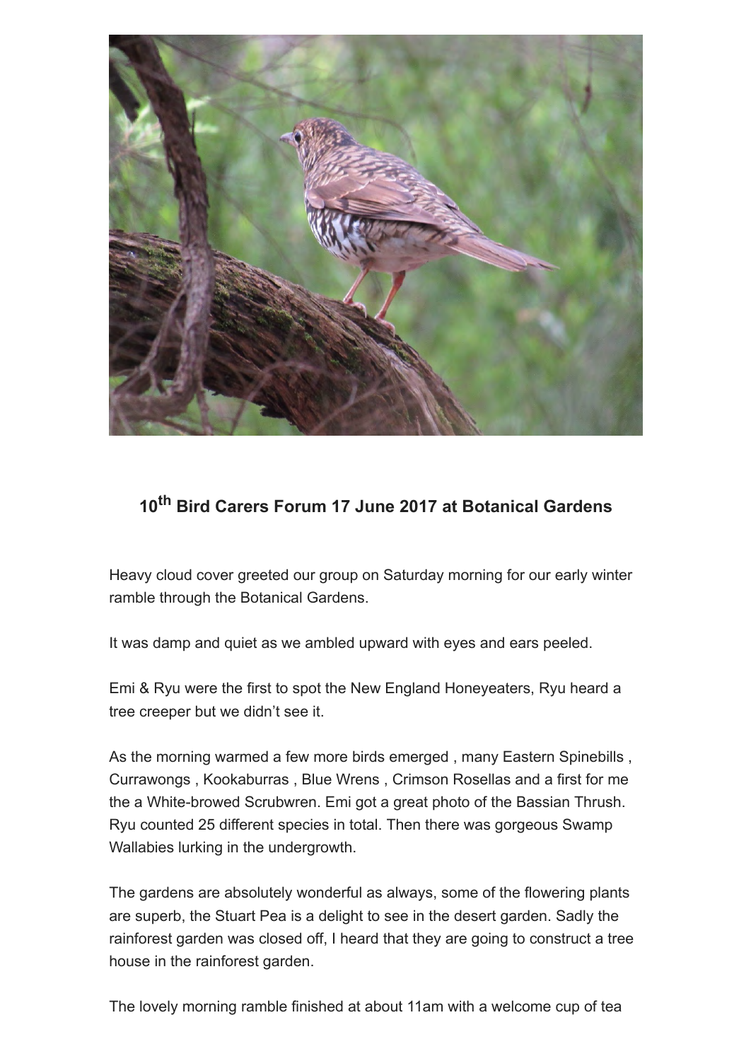## 10th Bird Carers Forum 17 June 2017 at Botanical Gardens

Heavy cloud cover greeted our group on Saturday morning for our early winter ramble through the Botanical Gardens.

It was damp and quiet as we ambled upward with eyes and ears peeled.

Emi & Ryu were the first to spot the New England Honeyeaters, Ryu heard a tree creeper but we didn't see it.

As the morning warmed a few more birds emerged , many Eastern Spinebills , Currawongs , Kookaburras , Blue Wrens , Crimson Rosellas and a first for me the a White-browed Scrubwren. Emi got a great photo of the Bassian Thrush. Ryu counted 25 different species in total. Then there was gorgeous Swamp Wallabies lurking in the undergrowth.

The gardens are absolutely wonderful as always, some of the flowering plants are superb, the Stuart Pea is a delight to see in the desert garden. Sadly the rainforest garden was closed off, I heard that they are going to construct a tree house in the rainforest garden.

The lovely morning ramble finished at about 11am with a welcome cup of tea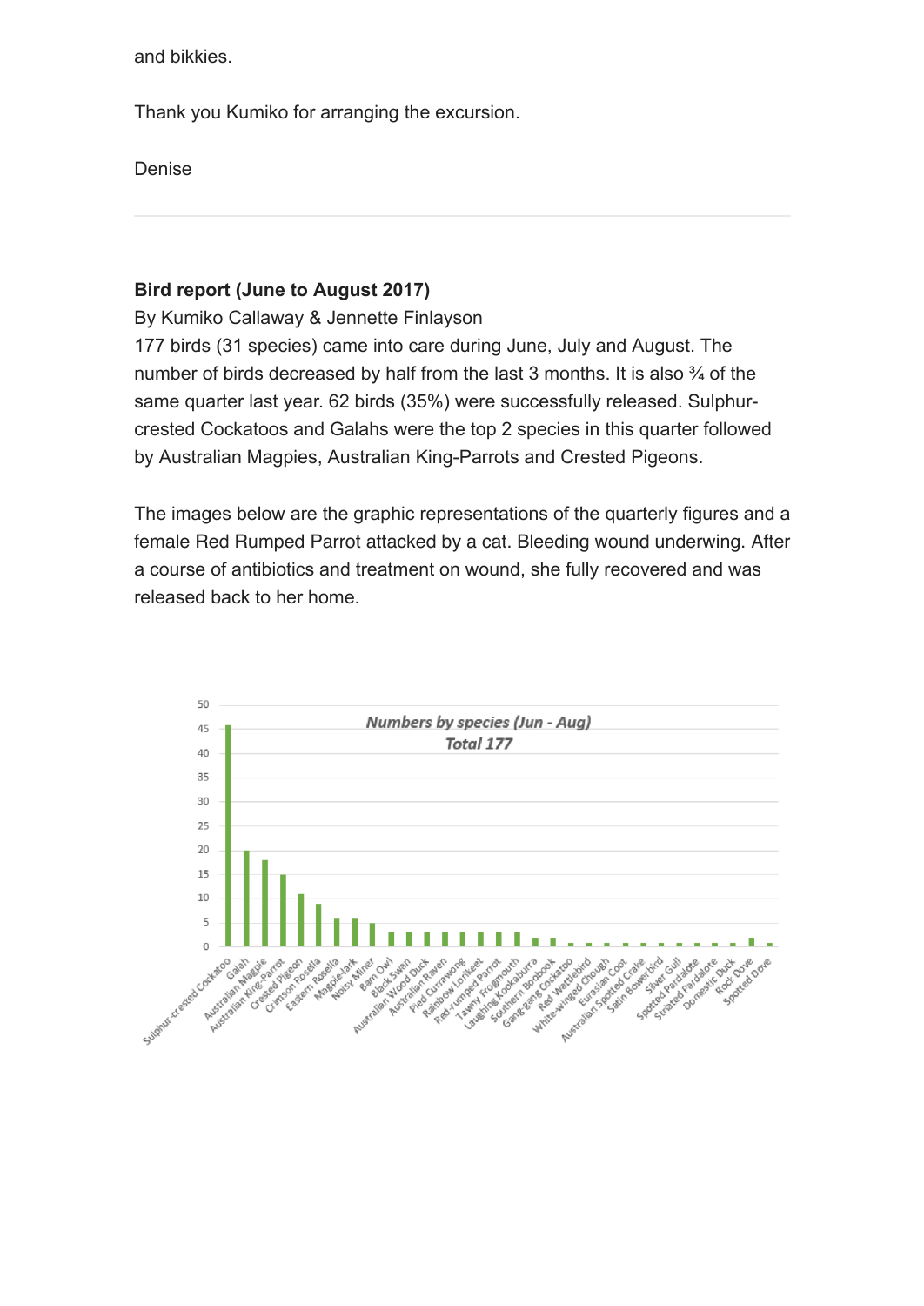and bikkies.

Thank you Kumiko for arranging the excursion.

Denise

---

**Bird report (June to August 2017)**

By Kumiko Callaway & Jennette Finlayson

177 birds (31 species) came into care during June, July and August. The number of birds decreased by half from the last 3 months. It is also ¾ of the same quarter last year. 62 birds (35%) were successfully released. Sulphur-crested Cockatoos and Galahs were the top 2 species in this quarter followed by Australian Magpies, Australian King-Parrots and Crested Pigeons.

The images below are the graphic representations of the quarterly figures and a female Red Rumped Parrot attacked by a cat. Bleeding wound underwing. After a course of antibiotics and treatment on wound, she fully recovered and was released back to her home.

*Numbers by species (Jun - Aug)*
*Total 177*

| Species | Number |
|---|---|
| Sulphur-crested Cockatoo | 46 |
| Galah | 20 |
| Australian Magpie | 18 |
| Australian King-Parrot | 15 |
| Crested Pigeon | 11 |
| Crimson Rosella | 9 |
| Eastern Rosella | 6 |
| Magpie-lark | 6 |
| Noisy Miner | 5 |
| Barn Owl | 3 |
| Black Swan | 3 |
| Australian Wood Duck | 3 |
| Australian Raven | 3 |
| Pied Currawong | 3 |
| Rainbow Lorikeet | 3 |
| Red-rumped Parrot | 3 |
| Tawny Frogmouth | 3 |
| Laughing Kookaburra | 2 |
| Southern Boobook | 2 |
| Gang-gang Cockatoo | 1 |
| Red Wattlebird | 1 |
| White-winged Chough | 1 |
| Eurasian Coot | 1 |
| Australian Spotted Crake | 1 |
| Satin Bowerbird | 1 |
| Silver Gull | 1 |
| Spotted Pardalote | 1 |
| Striated Pardalote | 1 |
| Domestic Duck | 1 |
| Rock Dove | 2 |
| Spotted Dove | 1 |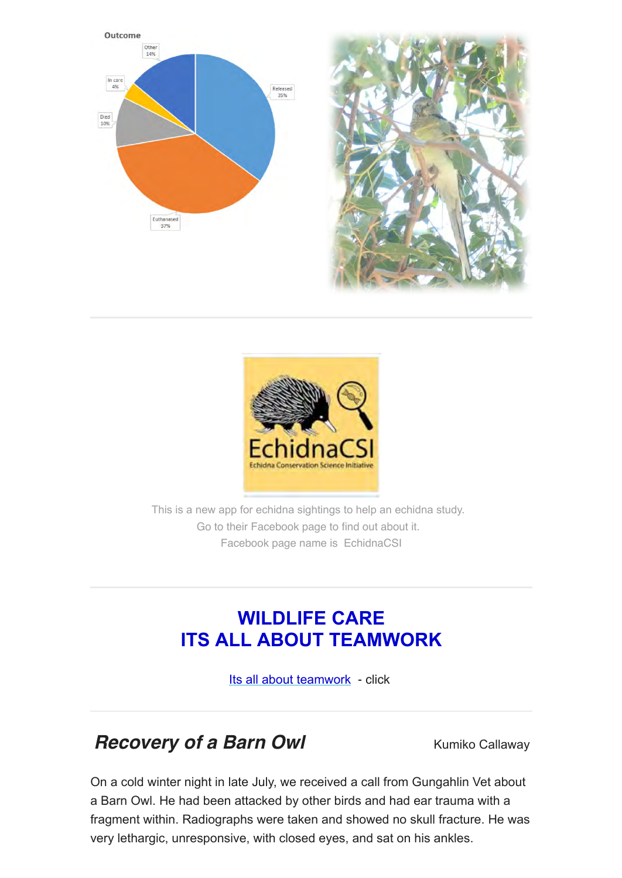Outcome

Other 14%

In care 4%

Died 10%

Released 35%

Euthanased 37%

---

This is a new app for echidna sightings to help an echidna study.
Go to their Facebook page to find out about it.
Facebook page name is EchidnaCSI

---

## WILDLIFE CARE
## ITS ALL ABOUT TEAMWORK

Its all about teamwork - click

---

## *Recovery of a Barn Owl*

Kumiko Callaway

On a cold winter night in late July, we received a call from Gungahlin Vet about a Barn Owl. He had been attacked by other birds and had ear trauma with a fragment within. Radiographs were taken and showed no skull fracture. He was very lethargic, unresponsive, with closed eyes, and sat on his ankles.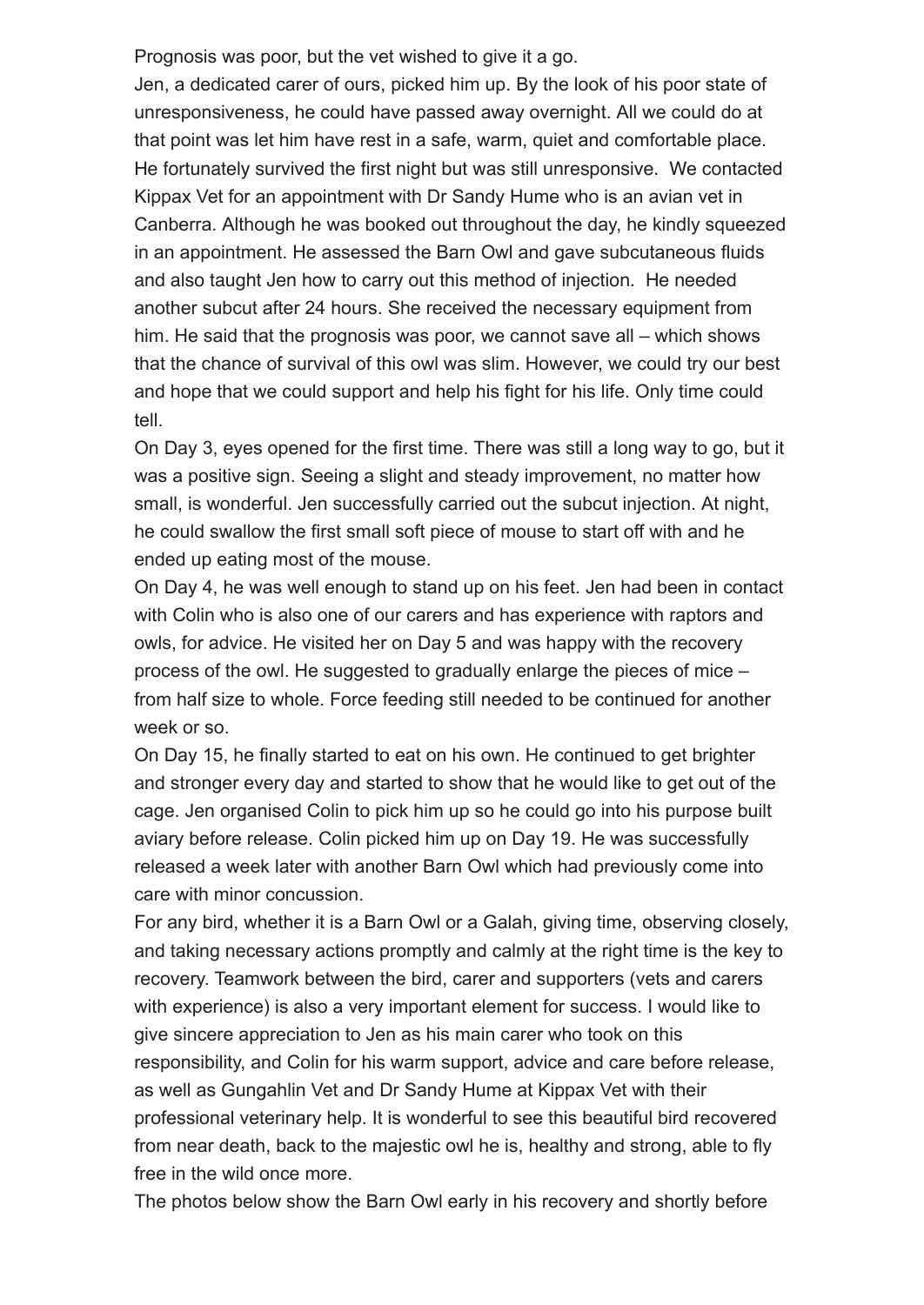Prognosis was poor, but the vet wished to give it a go.

Jen, a dedicated carer of ours, picked him up. By the look of his poor state of unresponsiveness, he could have passed away overnight. All we could do at that point was let him have rest in a safe, warm, quiet and comfortable place. He fortunately survived the first night but was still unresponsive. We contacted Kippax Vet for an appointment with Dr Sandy Hume who is an avian vet in Canberra. Although he was booked out throughout the day, he kindly squeezed in an appointment. He assessed the Barn Owl and gave subcutaneous fluids and also taught Jen how to carry out this method of injection. He needed another subcut after 24 hours. She received the necessary equipment from him. He said that the prognosis was poor, we cannot save all – which shows that the chance of survival of this owl was slim. However, we could try our best and hope that we could support and help his fight for his life. Only time could tell.

On Day 3, eyes opened for the first time. There was still a long way to go, but it was a positive sign. Seeing a slight and steady improvement, no matter how small, is wonderful. Jen successfully carried out the subcut injection. At night, he could swallow the first small soft piece of mouse to start off with and he ended up eating most of the mouse.

On Day 4, he was well enough to stand up on his feet. Jen had been in contact with Colin who is also one of our carers and has experience with raptors and owls, for advice. He visited her on Day 5 and was happy with the recovery process of the owl. He suggested to gradually enlarge the pieces of mice – from half size to whole. Force feeding still needed to be continued for another week or so.

On Day 15, he finally started to eat on his own. He continued to get brighter and stronger every day and started to show that he would like to get out of the cage. Jen organised Colin to pick him up so he could go into his purpose built aviary before release. Colin picked him up on Day 19. He was successfully released a week later with another Barn Owl which had previously come into care with minor concussion.

For any bird, whether it is a Barn Owl or a Galah, giving time, observing closely, and taking necessary actions promptly and calmly at the right time is the key to recovery. Teamwork between the bird, carer and supporters (vets and carers with experience) is also a very important element for success. I would like to give sincere appreciation to Jen as his main carer who took on this responsibility, and Colin for his warm support, advice and care before release, as well as Gungahlin Vet and Dr Sandy Hume at Kippax Vet with their professional veterinary help. It is wonderful to see this beautiful bird recovered from near death, back to the majestic owl he is, healthy and strong, able to fly free in the wild once more.

The photos below show the Barn Owl early in his recovery and shortly before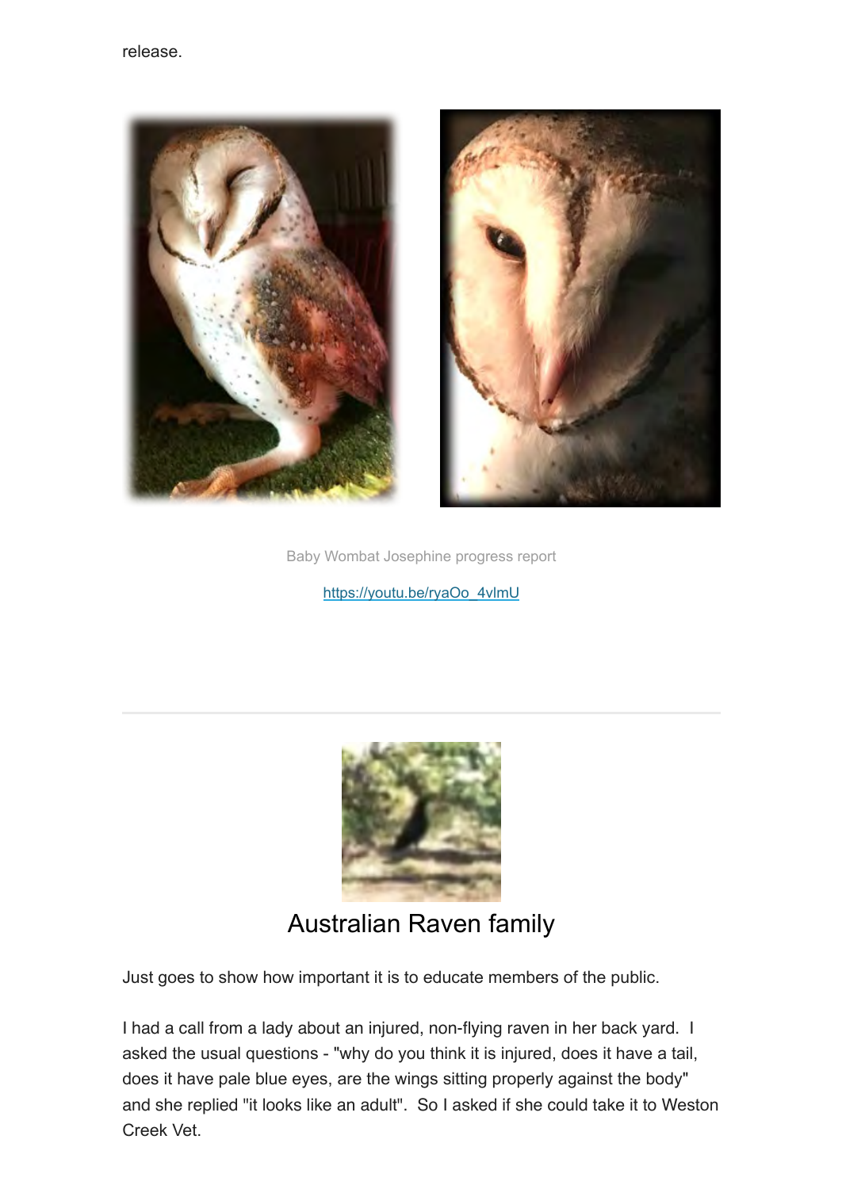release.

Baby Wombat Josephine progress report

https://youtu.be/ryaOo_4vlmU

---

## Australian Raven family

Just goes to show how important it is to educate members of the public.

I had a call from a lady about an injured, non-flying raven in her back yard. I asked the usual questions - "why do you think it is injured, does it have a tail, does it have pale blue eyes, are the wings sitting properly against the body" and she replied "it looks like an adult". So I asked if she could take it to Weston Creek Vet.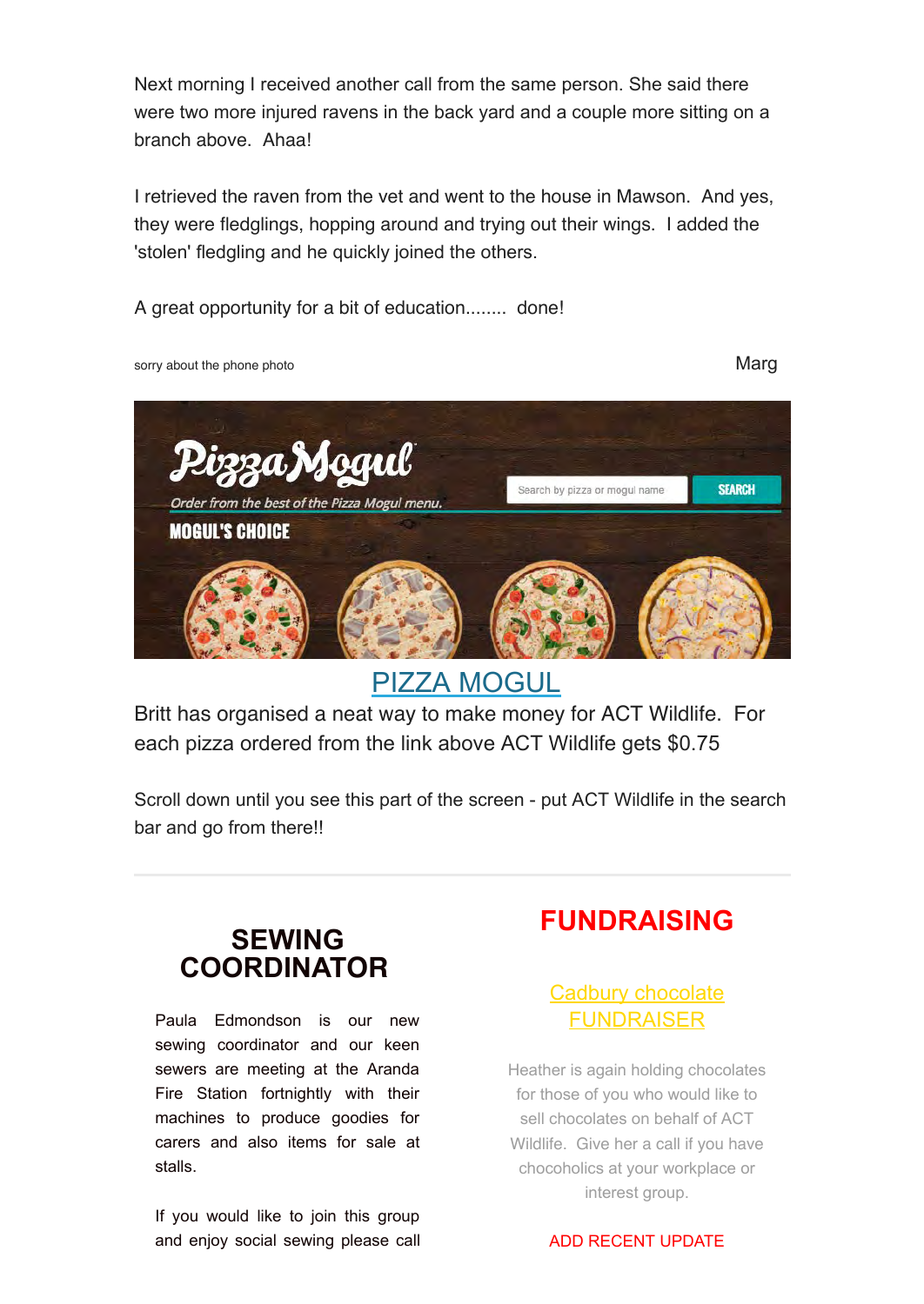Next morning I received another call from the same person. She said there were two more injured ravens in the back yard and a couple more sitting on a branch above. Ahaa!

I retrieved the raven from the vet and went to the house in Mawson. And yes, they were fledglings, hopping around and trying out their wings. I added the 'stolen' fledgling and he quickly joined the others.

A great opportunity for a bit of education........ done!

sorry about the phone photo

Marg

## PIZZA MOGUL

Britt has organised a neat way to make money for ACT Wildlife. For each pizza ordered from the link above ACT Wildlife gets $0.75

Scroll down until you see this part of the screen - put ACT Wildlife in the search bar and go from there!!

---

## SEWING COORDINATOR

Paula Edmondson is our new sewing coordinator and our keen sewers are meeting at the Aranda Fire Station fortnightly with their machines to produce goodies for carers and also items for sale at stalls.

If you would like to join this group and enjoy social sewing please call

## FUNDRAISING

Cadbury chocolate FUNDRAISER

Heather is again holding chocolates for those of you who would like to sell chocolates on behalf of ACT Wildlife. Give her a call if you have chocoholics at your workplace or interest group.

ADD RECENT UPDATE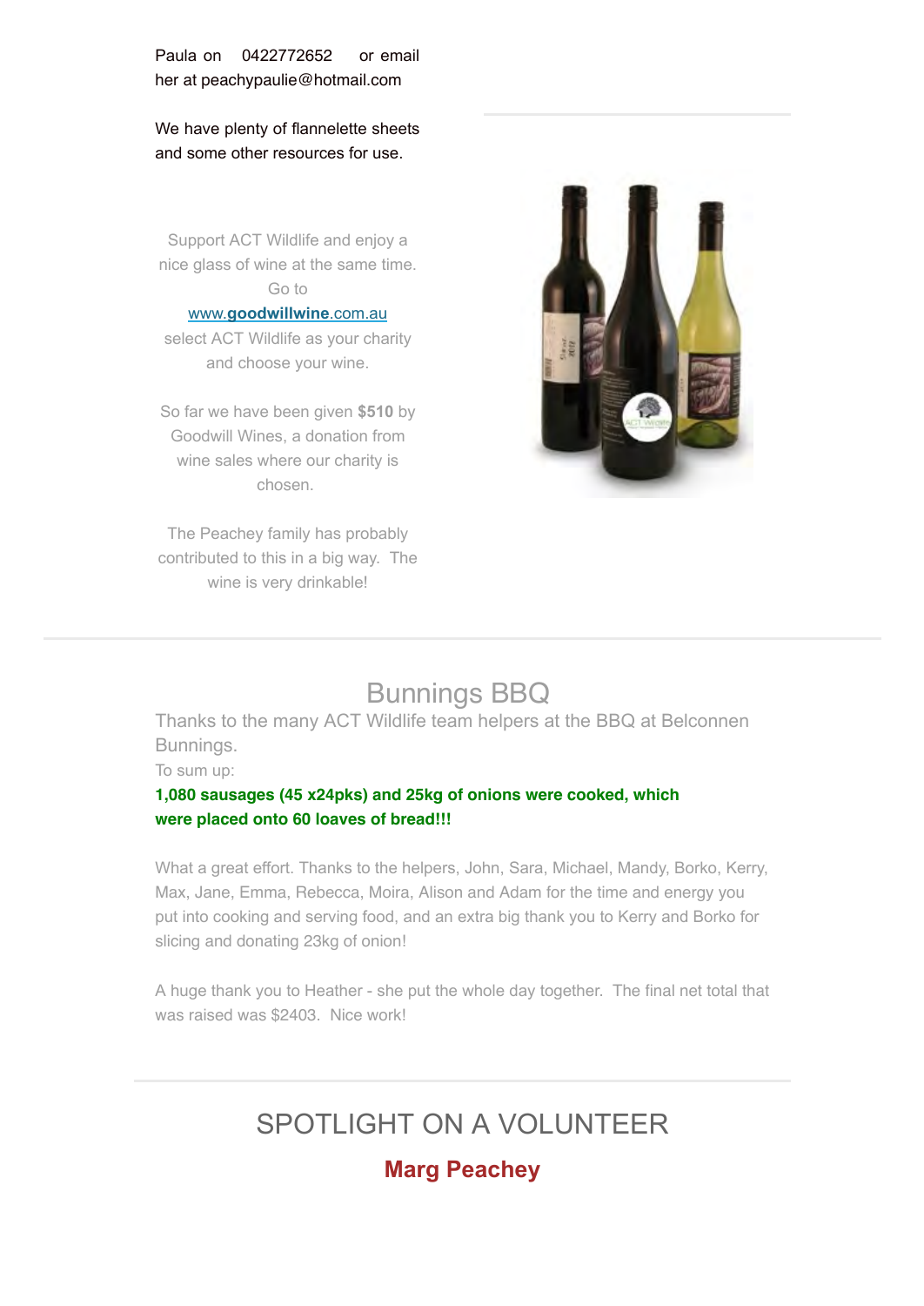Paula on 0422772652 or email her at peachypaulie@hotmail.com

We have plenty of flannelette sheets and some other resources for use.

Support ACT Wildlife and enjoy a nice glass of wine at the same time. Go to [www.**goodwillwine**.com.au](http://www.goodwillwine.com.au) select ACT Wildlife as your charity and choose your wine.

So far we have been given **$510** by Goodwill Wines, a donation from wine sales where our charity is chosen.

The Peachey family has probably contributed to this in a big way. The wine is very drinkable!

## Bunnings BBQ

Thanks to the many ACT Wildlife team helpers at the BBQ at Belconnen Bunnings.

To sum up:

**1,080 sausages (45 x24pks) and 25kg of onions were cooked, which were placed onto 60 loaves of bread!!!**

What a great effort. Thanks to the helpers, John, Sara, Michael, Mandy, Borko, Kerry, Max, Jane, Emma, Rebecca, Moira, Alison and Adam for the time and energy you put into cooking and serving food, and an extra big thank you to Kerry and Borko for slicing and donating 23kg of onion!

A huge thank you to Heather - she put the whole day together. The final net total that was raised was $2403. Nice work!

## SPOTLIGHT ON A VOLUNTEER

### Marg Peachey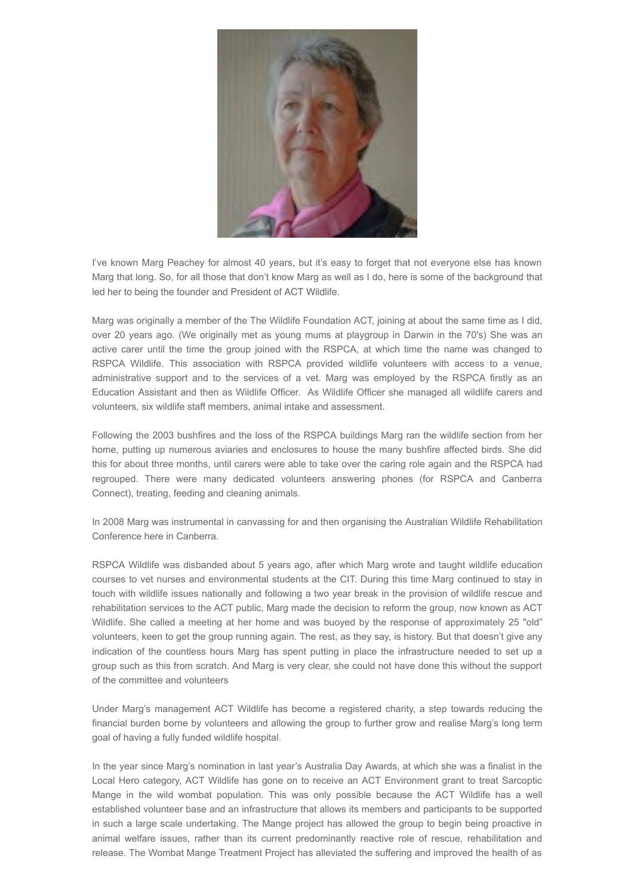I've known Marg Peachey for almost 40 years, but it's easy to forget that not everyone else has known Marg that long. So, for all those that don't know Marg as well as I do, here is some of the background that led her to being the founder and President of ACT Wildlife.

Marg was originally a member of the The Wildlife Foundation ACT, joining at about the same time as I did, over 20 years ago. (We originally met as young mums at playgroup in Darwin in the 70's) She was an active carer until the time the group joined with the RSPCA, at which time the name was changed to RSPCA Wildlife. This association with RSPCA provided wildlife volunteers with access to a venue, administrative support and to the services of a vet. Marg was employed by the RSPCA firstly as an Education Assistant and then as Wildlife Officer. As Wildlife Officer she managed all wildlife carers and volunteers, six wildlife staff members, animal intake and assessment.

Following the 2003 bushfires and the loss of the RSPCA buildings Marg ran the wildlife section from her home, putting up numerous aviaries and enclosures to house the many bushfire affected birds. She did this for about three months, until carers were able to take over the caring role again and the RSPCA had regrouped. There were many dedicated volunteers answering phones (for RSPCA and Canberra Connect), treating, feeding and cleaning animals.

In 2008 Marg was instrumental in canvassing for and then organising the Australian Wildlife Rehabilitation Conference here in Canberra.

RSPCA Wildlife was disbanded about 5 years ago, after which Marg wrote and taught wildlife education courses to vet nurses and environmental students at the CIT. During this time Marg continued to stay in touch with wildlife issues nationally and following a two year break in the provision of wildlife rescue and rehabilitation services to the ACT public, Marg made the decision to reform the group, now known as ACT Wildlife. She called a meeting at her home and was buoyed by the response of approximately 25 "old" volunteers, keen to get the group running again. The rest, as they say, is history. But that doesn't give any indication of the countless hours Marg has spent putting in place the infrastructure needed to set up a group such as this from scratch. And Marg is very clear, she could not have done this without the support of the committee and volunteers

Under Marg's management ACT Wildlife has become a registered charity, a step towards reducing the financial burden borne by volunteers and allowing the group to further grow and realise Marg's long term goal of having a fully funded wildlife hospital.

In the year since Marg's nomination in last year's Australia Day Awards, at which she was a finalist in the Local Hero category, ACT Wildlife has gone on to receive an ACT Environment grant to treat Sarcoptic Mange in the wild wombat population. This was only possible because the ACT Wildlife has a well established volunteer base and an infrastructure that allows its members and participants to be supported in such a large scale undertaking. The Mange project has allowed the group to begin being proactive in animal welfare issues, rather than its current predominantly reactive role of rescue, rehabilitation and release. The Wombat Mange Treatment Project has alleviated the suffering and improved the health of as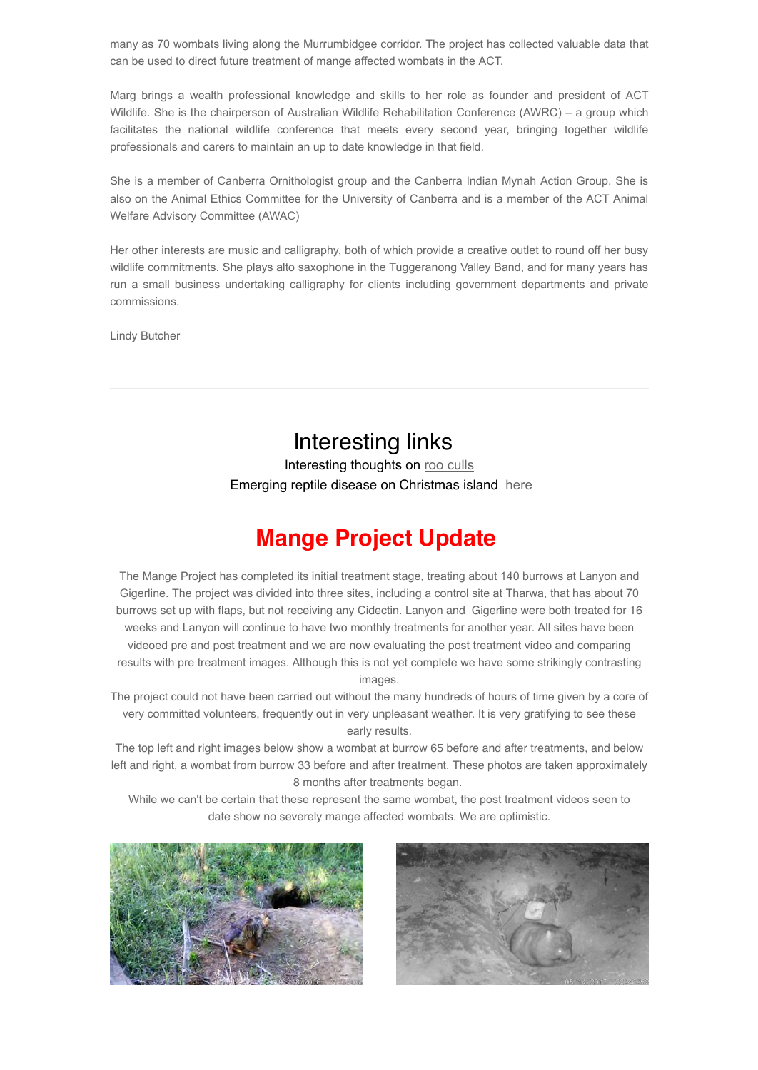many as 70 wombats living along the Murrumbidgee corridor. The project has collected valuable data that can be used to direct future treatment of mange affected wombats in the ACT.

Marg brings a wealth professional knowledge and skills to her role as founder and president of ACT Wildlife. She is the chairperson of Australian Wildlife Rehabilitation Conference (AWRC) – a group which facilitates the national wildlife conference that meets every second year, bringing together wildlife professionals and carers to maintain an up to date knowledge in that field.

She is a member of Canberra Ornithologist group and the Canberra Indian Mynah Action Group. She is also on the Animal Ethics Committee for the University of Canberra and is a member of the ACT Animal Welfare Advisory Committee (AWAC)

Her other interests are music and calligraphy, both of which provide a creative outlet to round off her busy wildlife commitments. She plays alto saxophone in the Tuggeranong Valley Band, and for many years has run a small business undertaking calligraphy for clients including government departments and private commissions.

Lindy Butcher

---

## Interesting links

Interesting thoughts on roo culls

Emerging reptile disease on Christmas island here

# Mange Project Update

The Mange Project has completed its initial treatment stage, treating about 140 burrows at Lanyon and Gigerline. The project was divided into three sites, including a control site at Tharwa, that has about 70 burrows set up with flaps, but not receiving any Cidectin. Lanyon and Gigerline were both treated for 16 weeks and Lanyon will continue to have two monthly treatments for another year. All sites have been videoed pre and post treatment and we are now evaluating the post treatment video and comparing results with pre treatment images. Although this is not yet complete we have some strikingly contrasting images.

The project could not have been carried out without the many hundreds of hours of time given by a core of very committed volunteers, frequently out in very unpleasant weather. It is very gratifying to see these early results.

The top left and right images below show a wombat at burrow 65 before and after treatments, and below left and right, a wombat from burrow 33 before and after treatment. These photos are taken approximately 8 months after treatments began.

While we can't be certain that these represent the same wombat, the post treatment videos seen to date show no severely mange affected wombats. We are optimistic.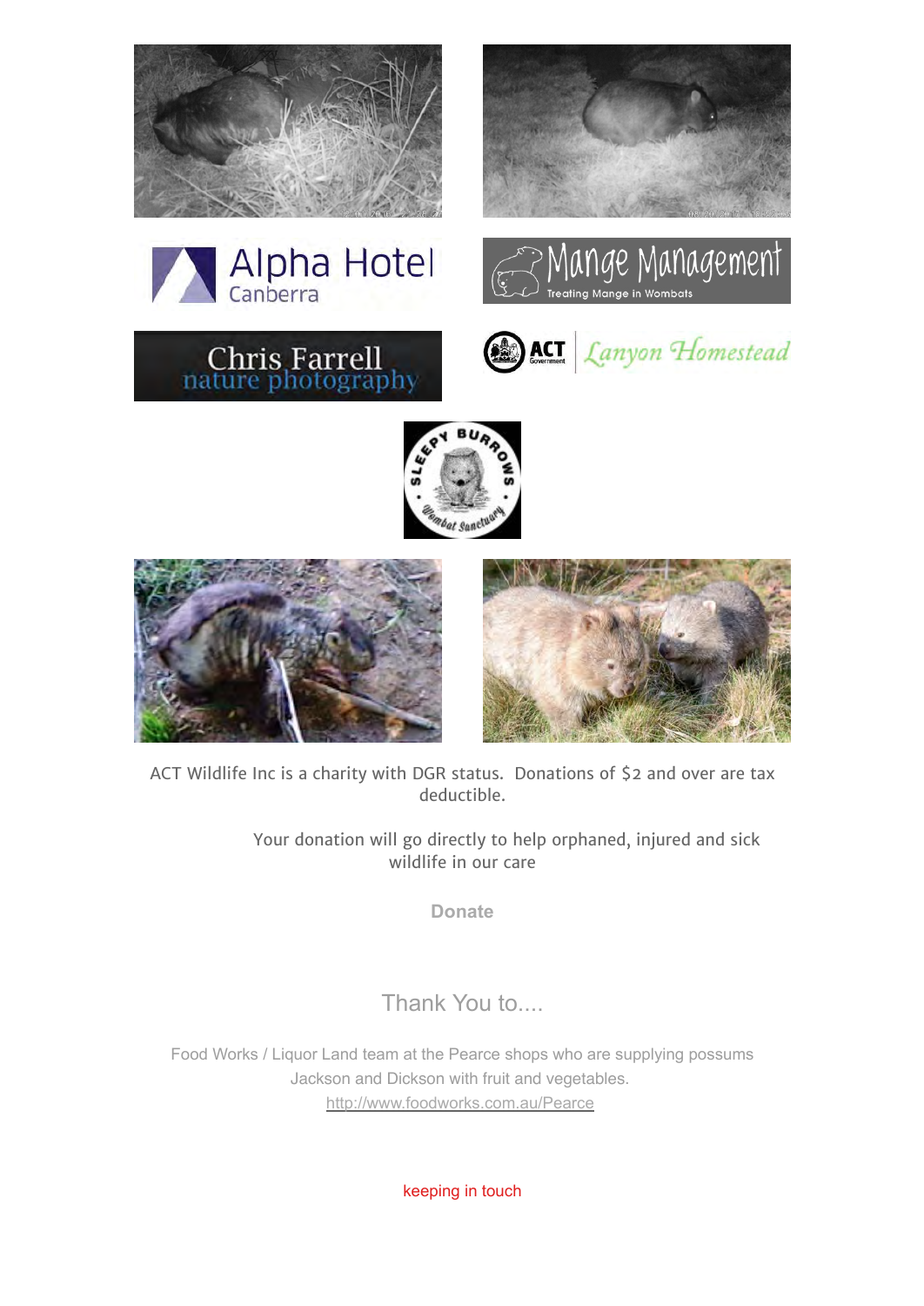ACT Wildlife Inc is a charity with DGR status. Donations of $2 and over are tax deductible.

Your donation will go directly to help orphaned, injured and sick wildlife in our care

**Donate**

## Thank You to....

Food Works / Liquor Land team at the Pearce shops who are supplying possums Jackson and Dickson with fruit and vegetables.

http://www.foodworks.com.au/Pearce

keeping in touch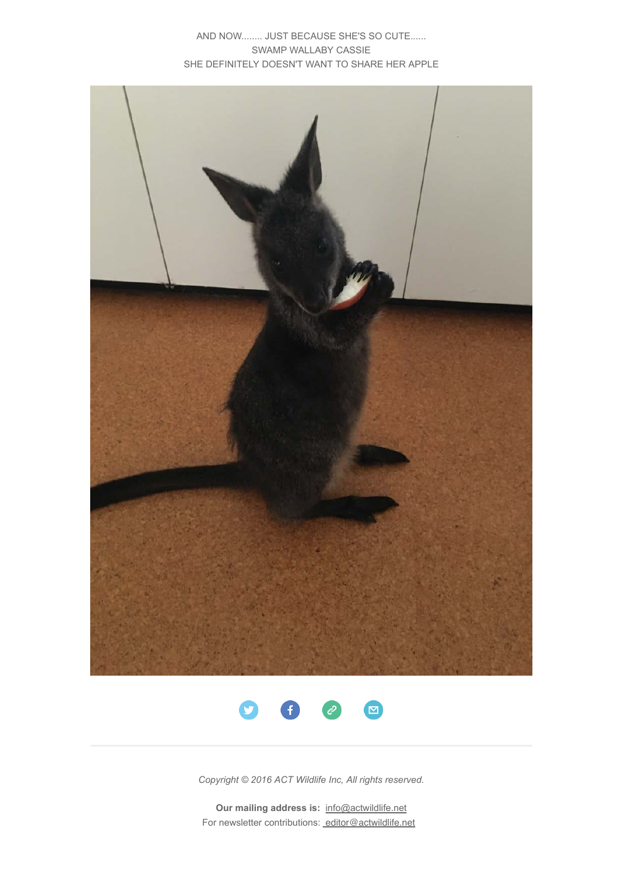AND NOW........ JUST BECAUSE SHE'S SO CUTE......
SWAMP WALLABY CASSIE
SHE DEFINITELY DOESN'T WANT TO SHARE HER APPLE

*Copyright © 2016 ACT Wildlife Inc, All rights reserved.*

**Our mailing address is:** info@actwildlife.net
For newsletter contributions: editor@actwildlife.net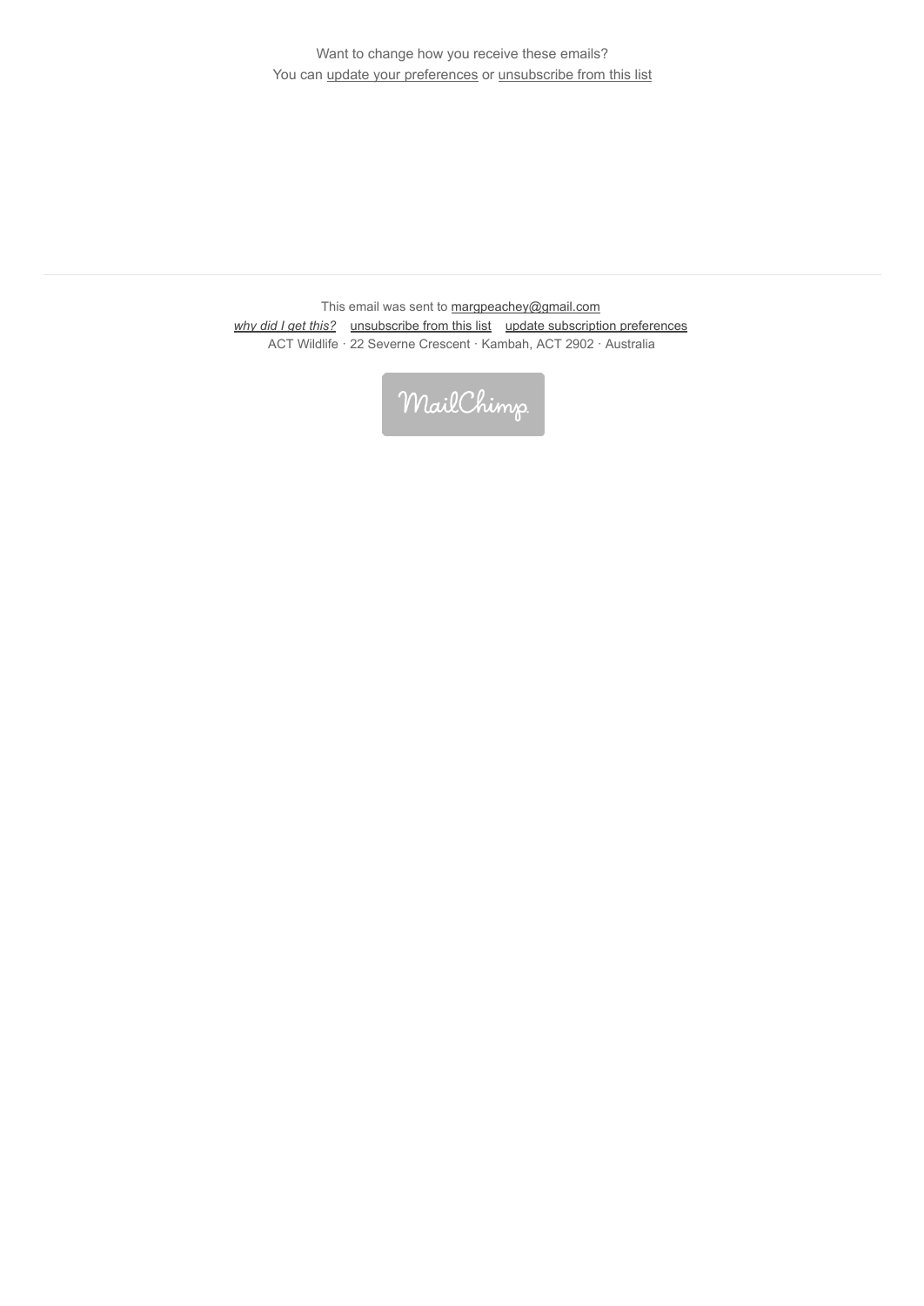Want to change how you receive these emails?
You can update your preferences or unsubscribe from this list

---

This email was sent to margpeachey@gmail.com
*why did I get this?* unsubscribe from this list update subscription preferences
ACT Wildlife · 22 Severne Crescent · Kambah, ACT 2902 · Australia

MailChimp